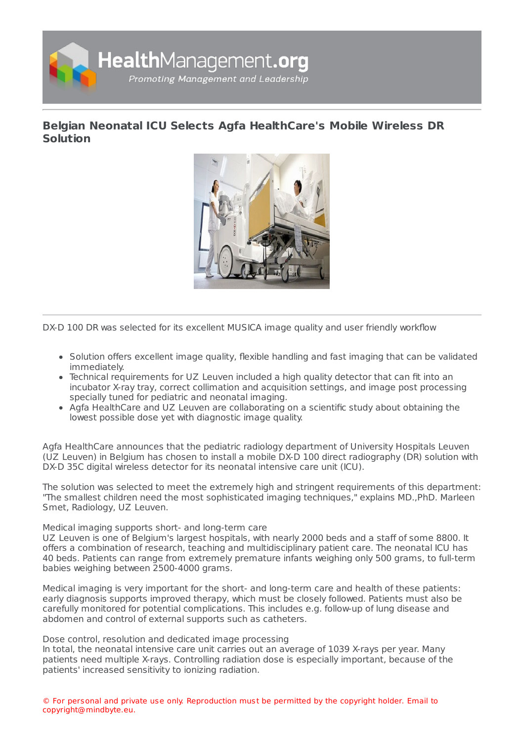# Belgian Neonatal ICU Selects Agfa HealthCare's Mobile Wireless DR Solution

DX-D 100 DR was selected for its excellent MUSICA image quality and user friendly workflow

- Solution offers excellent image quality, flexible handling and fast imaging that can be validated immediately.
- Technical requirements for UZ Leuven included a high quality detector that can fit into an incubator X-ray tray, correct collimation and acquisition settings, and image post processing specially tuned for pediatric and neonatal imaging.
- Agfa HealthCare and UZ Leuven are collaborating on a scientific study about obtaining the lowest possible dose yet with diagnostic image quality.

Agfa HealthCare announces that the pediatric radiology department of University Hospitals Leuven (UZ Leuven) in Belgium has chosen to install a mobile DX-D 100 direct radiography (DR) solution with DX-D 35C digital wireless detector for its neonatal intensive care unit (ICU).

The solution was selected to meet the extremely high and stringent requirements of this department: "The smallest children need the most sophisticated imaging techniques," explains MD.,PhD. Marleen Smet, Radiology, UZ Leuven.

Medical imaging supports short- and long-term care

UZ Leuven is one of Belgium's largest hospitals, with nearly 2000 beds and a staff of some 8800. It offers a combination of research, teaching and multidisciplinary patient care. The neonatal ICU has 40 beds. Patients can range from extremely premature infants weighing only 500 grams, to full-term babies weighing between 2500-4000 grams.

Medical imaging is very important for the short- and long-term care and health of these patients: early diagnosis supports improved therapy, which must be closely followed. Patients must also be carefully monitored for potential complications. This includes e.g. follow-up of lung disease and abdomen and control of external supports such as catheters.

Dose control, resolution and dedicated image processing

In total, the neonatal intensive care unit carries out an average of 1039 X-rays per year. Many patients need multiple X-rays. Controlling radiation dose is especially important, because of the patients' increased sensitivity to ionizing radiation.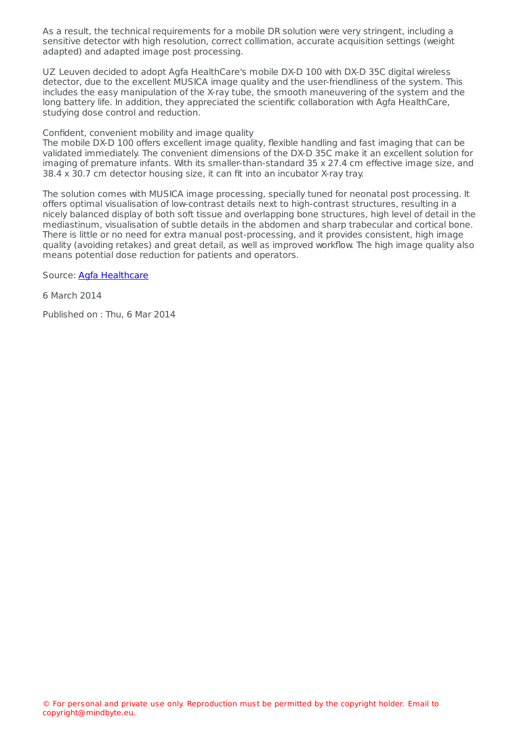As a result, the technical requirements for a mobile DR solution were very stringent, including a sensitive detector with high resolution, correct collimation, accurate acquisition settings (weight adapted) and adapted image post processing.

UZ Leuven decided to adopt Agfa HealthCare's mobile DX-D 100 with DX-D 35C digital wireless detector, due to the excellent MUSICA image quality and the user-friendliness of the system. This includes the easy manipulation of the X-ray tube, the smooth maneuvering of the system and the long battery life. In addition, they appreciated the scientific collaboration with Agfa HealthCare, studying dose control and reduction.

Confident, convenient mobility and image quality
The mobile DX-D 100 offers excellent image quality, flexible handling and fast imaging that can be validated immediately. The convenient dimensions of the DX-D 35C make it an excellent solution for imaging of premature infants. With its smaller-than-standard 35 x 27.4 cm effective image size, and 38.4 x 30.7 cm detector housing size, it can fit into an incubator X-ray tray.

The solution comes with MUSICA image processing, specially tuned for neonatal post processing. It offers optimal visualisation of low-contrast details next to high-contrast structures, resulting in a nicely balanced display of both soft tissue and overlapping bone structures, high level of detail in the mediastinum, visualisation of subtle details in the abdomen and sharp trabecular and cortical bone. There is little or no need for extra manual post-processing, and it provides consistent, high image quality (avoiding retakes) and great detail, as well as improved workflow. The high image quality also means potential dose reduction for patients and operators.

Source: Agfa Healthcare

6 March 2014

Published on : Thu, 6 Mar 2014

© For personal and private use only. Reproduction must be permitted by the copyright holder. Email to copyright@mindbyte.eu.